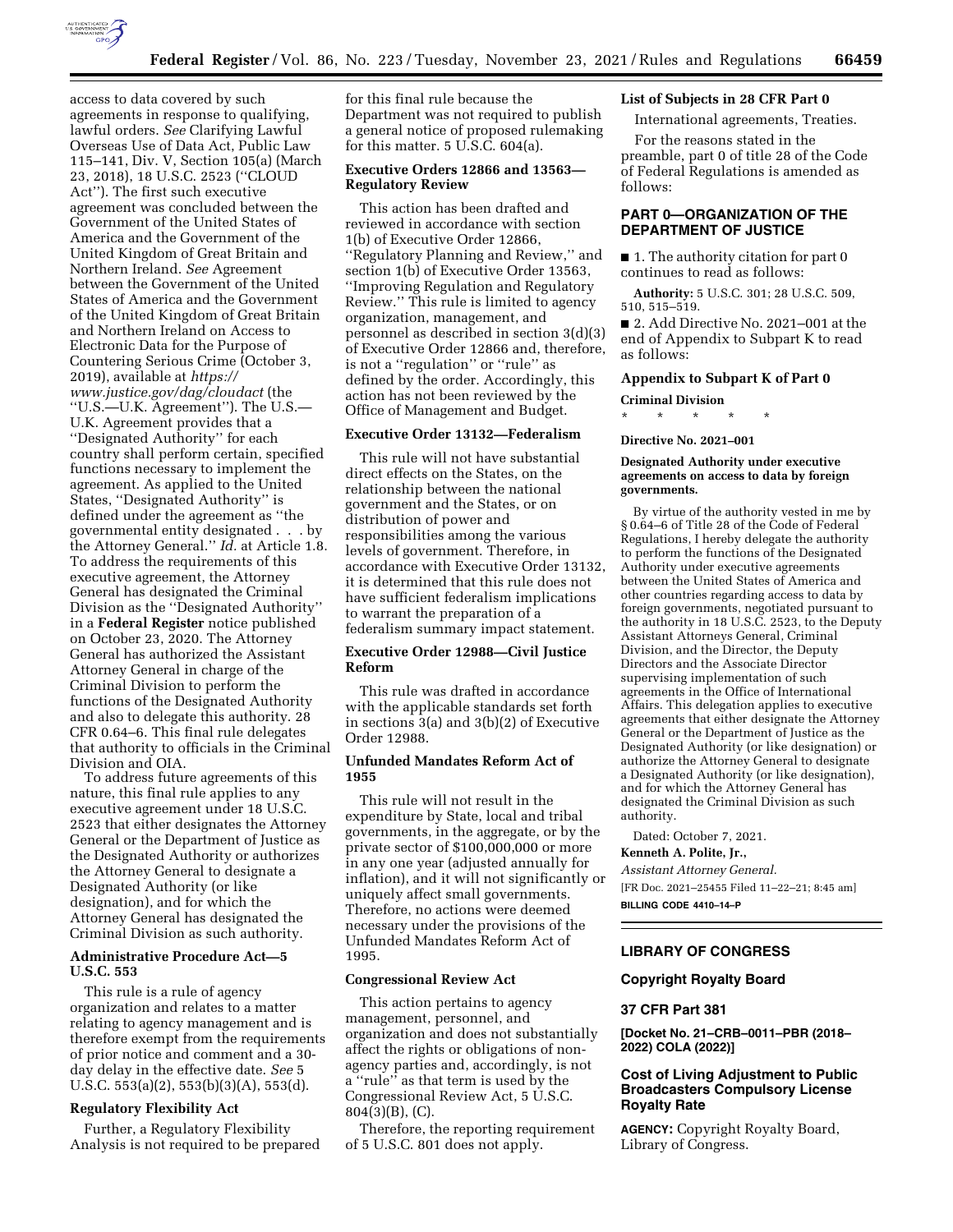access to data covered by such agreements in response to qualifying, lawful orders. *See* Clarifying Lawful Overseas Use of Data Act, Public Law 115–141, Div. V, Section 105(a) (March 23, 2018), 18 U.S.C. 2523 (''CLOUD Act''). The first such executive agreement was concluded between the Government of the United States of America and the Government of the United Kingdom of Great Britain and Northern Ireland. *See* Agreement between the Government of the United States of America and the Government of the United Kingdom of Great Britain and Northern Ireland on Access to Electronic Data for the Purpose of Countering Serious Crime (October 3, 2019), available at *https://www.justice.gov/dag/cloudact* (the ''U.S.—U.K. Agreement''). The U.S.—U.K. Agreement provides that a ''Designated Authority'' for each country shall perform certain, specified functions necessary to implement the agreement. As applied to the United States, ''Designated Authority'' is defined under the agreement as ''the governmental entity designated . . . by the Attorney General.'' *Id.* at Article 1.8. To address the requirements of this executive agreement, the Attorney General has designated the Criminal Division as the ''Designated Authority'' in a **Federal Register** notice published on October 23, 2020. The Attorney General has authorized the Assistant Attorney General in charge of the Criminal Division to perform the functions of the Designated Authority and also to delegate this authority. 28 CFR 0.64–6. This final rule delegates that authority to officials in the Criminal Division and OIA.

To address future agreements of this nature, this final rule applies to any executive agreement under 18 U.S.C. 2523 that either designates the Attorney General or the Department of Justice as the Designated Authority or authorizes the Attorney General to designate a Designated Authority (or like designation), and for which the Attorney General has designated the Criminal Division as such authority.

### Administrative Procedure Act—5 U.S.C. 553

This rule is a rule of agency organization and relates to a matter relating to agency management and is therefore exempt from the requirements of prior notice and comment and a 30-day delay in the effective date. *See* 5 U.S.C. 553(a)(2), 553(b)(3)(A), 553(d).

### Regulatory Flexibility Act

Further, a Regulatory Flexibility Analysis is not required to be prepared for this final rule because the Department was not required to publish a general notice of proposed rulemaking for this matter. 5 U.S.C. 604(a).

### Executive Orders 12866 and 13563—Regulatory Review

This action has been drafted and reviewed in accordance with section 1(b) of Executive Order 12866, ''Regulatory Planning and Review,'' and section 1(b) of Executive Order 13563, ''Improving Regulation and Regulatory Review.'' This rule is limited to agency organization, management, and personnel as described in section 3(d)(3) of Executive Order 12866 and, therefore, is not a ''regulation'' or ''rule'' as defined by the order. Accordingly, this action has not been reviewed by the Office of Management and Budget.

### Executive Order 13132—Federalism

This rule will not have substantial direct effects on the States, on the relationship between the national government and the States, or on distribution of power and responsibilities among the various levels of government. Therefore, in accordance with Executive Order 13132, it is determined that this rule does not have sufficient federalism implications to warrant the preparation of a federalism summary impact statement.

### Executive Order 12988—Civil Justice Reform

This rule was drafted in accordance with the applicable standards set forth in sections 3(a) and 3(b)(2) of Executive Order 12988.

### Unfunded Mandates Reform Act of 1955

This rule will not result in the expenditure by State, local and tribal governments, in the aggregate, or by the private sector of $100,000,000 or more in any one year (adjusted annually for inflation), and it will not significantly or uniquely affect small governments. Therefore, no actions were deemed necessary under the provisions of the Unfunded Mandates Reform Act of 1995.

### Congressional Review Act

This action pertains to agency management, personnel, and organization and does not substantially affect the rights or obligations of non-agency parties and, accordingly, is not a ''rule'' as that term is used by the Congressional Review Act, 5 U.S.C. 804(3)(B), (C).

Therefore, the reporting requirement of 5 U.S.C. 801 does not apply.

### List of Subjects in 28 CFR Part 0

International agreements, Treaties.

For the reasons stated in the preamble, part 0 of title 28 of the Code of Federal Regulations is amended as follows:

## PART 0—ORGANIZATION OF THE DEPARTMENT OF JUSTICE

■ 1. The authority citation for part 0 continues to read as follows:

**Authority:** 5 U.S.C. 301; 28 U.S.C. 509, 510, 515–519.

■ 2. Add Directive No. 2021–001 at the end of Appendix to Subpart K to read as follows:

### Appendix to Subpart K of Part 0

**Criminal Division**

\* \* \* \* \*

**Directive No. 2021–001**

**Designated Authority under executive agreements on access to data by foreign governments.**

By virtue of the authority vested in me by § 0.64–6 of Title 28 of the Code of Federal Regulations, I hereby delegate the authority to perform the functions of the Designated Authority under executive agreements between the United States of America and other countries regarding access to data by foreign governments, negotiated pursuant to the authority in 18 U.S.C. 2523, to the Deputy Assistant Attorneys General, Criminal Division, and the Director, the Deputy Directors and the Associate Director supervising implementation of such agreements in the Office of International Affairs. This delegation applies to executive agreements that either designate the Attorney General or the Department of Justice as the Designated Authority (or like designation) or authorize the Attorney General to designate a Designated Authority (or like designation), and for which the Attorney General has designated the Criminal Division as such authority.

Dated: October 7, 2021.

**Kenneth A. Polite, Jr.,**

*Assistant Attorney General.*

[FR Doc. 2021–25455 Filed 11–22–21; 8:45 am]

**BILLING CODE 4410–14–P**

---

## LIBRARY OF CONGRESS

### Copyright Royalty Board

### 37 CFR Part 381

**[Docket No. 21–CRB–0011–PBR (2018–2022) COLA (2022)]**

### Cost of Living Adjustment to Public Broadcasters Compulsory License Royalty Rate

**AGENCY:** Copyright Royalty Board, Library of Congress.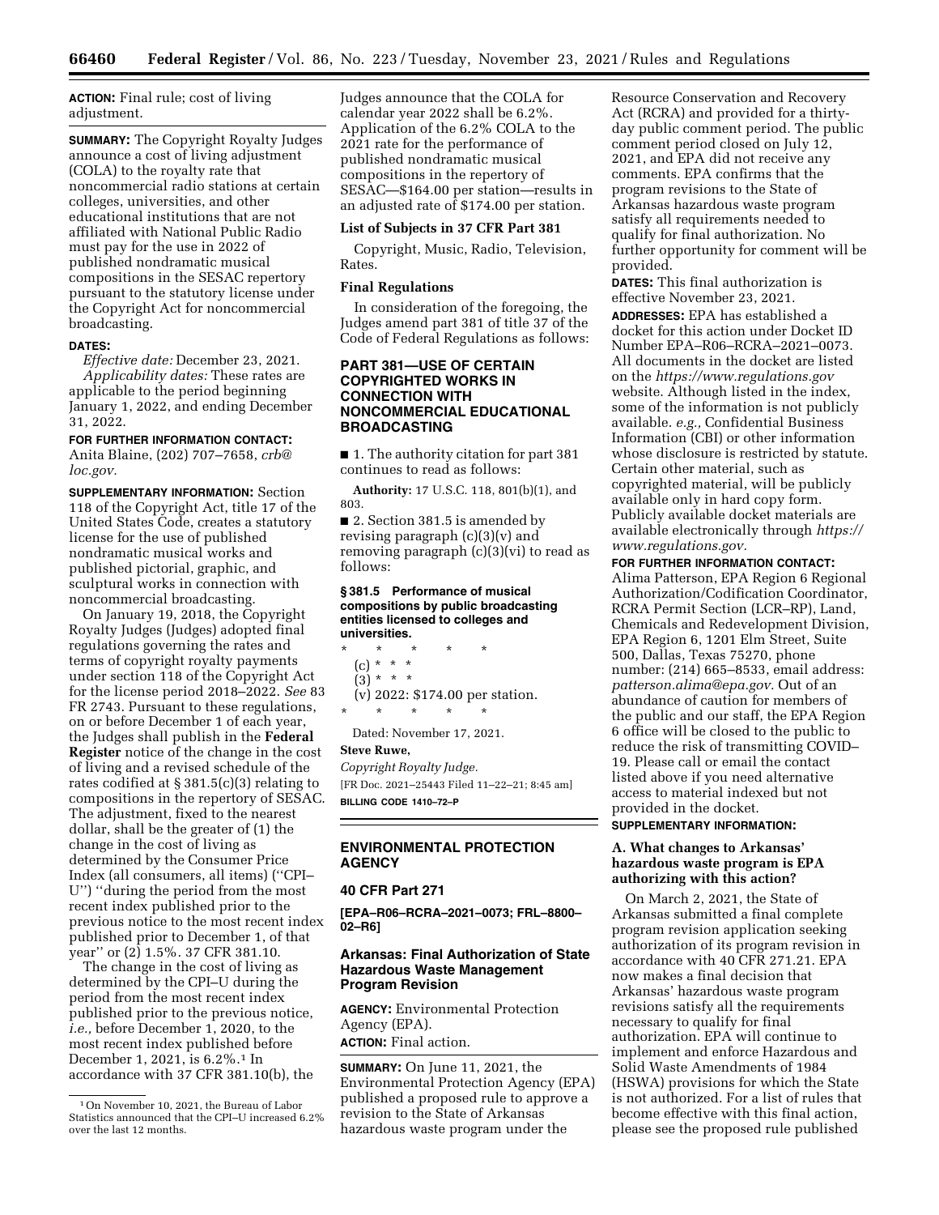**ACTION:** Final rule; cost of living adjustment.

**SUMMARY:** The Copyright Royalty Judges announce a cost of living adjustment (COLA) to the royalty rate that noncommercial radio stations at certain colleges, universities, and other educational institutions that are not affiliated with National Public Radio must pay for the use in 2022 of published nondramatic musical compositions in the SESAC repertory pursuant to the statutory license under the Copyright Act for noncommercial broadcasting.

**DATES:**

*Effective date:* December 23, 2021.

*Applicability dates:* These rates are applicable to the period beginning January 1, 2022, and ending December 31, 2022.

**FOR FURTHER INFORMATION CONTACT:** Anita Blaine, (202) 707–7658, *crb@loc.gov.*

**SUPPLEMENTARY INFORMATION:** Section 118 of the Copyright Act, title 17 of the United States Code, creates a statutory license for the use of published nondramatic musical works and published pictorial, graphic, and sculptural works in connection with noncommercial broadcasting.

On January 19, 2018, the Copyright Royalty Judges (Judges) adopted final regulations governing the rates and terms of copyright royalty payments under section 118 of the Copyright Act for the license period 2018–2022. *See* 83 FR 2743. Pursuant to these regulations, on or before December 1 of each year, the Judges shall publish in the **Federal Register** notice of the change in the cost of living and a revised schedule of the rates codified at § 381.5(c)(3) relating to compositions in the repertory of SESAC. The adjustment, fixed to the nearest dollar, shall be the greater of (1) the change in the cost of living as determined by the Consumer Price Index (all consumers, all items) (''CPI–U'') ''during the period from the most recent index published prior to the previous notice to the most recent index published prior to December 1, of that year'' or (2) 1.5%. 37 CFR 381.10.

The change in the cost of living as determined by the CPI–U during the period from the most recent index published prior to the previous notice, *i.e.,* before December 1, 2020, to the most recent index published before December 1, 2021, is 6.2%.[1] In accordance with 37 CFR 381.10(b), the Judges announce that the COLA for calendar year 2022 shall be 6.2%. Application of the 6.2% COLA to the 2021 rate for the performance of published nondramatic musical compositions in the repertory of SESAC—$164.00 per station—results in an adjusted rate of $174.00 per station.

[1] On November 10, 2021, the Bureau of Labor Statistics announced that the CPI–U increased 6.2% over the last 12 months.

**List of Subjects in 37 CFR Part 381**

Copyright, Music, Radio, Television, Rates.

**Final Regulations**

In consideration of the foregoing, the Judges amend part 381 of title 37 of the Code of Federal Regulations as follows:

**PART 381—USE OF CERTAIN COPYRIGHTED WORKS IN CONNECTION WITH NONCOMMERCIAL EDUCATIONAL BROADCASTING**

■ 1. The authority citation for part 381 continues to read as follows:

**Authority:** 17 U.S.C. 118, 801(b)(1), and 803.

■ 2. Section 381.5 is amended by revising paragraph (c)(3)(v) and removing paragraph (c)(3)(vi) to read as follows:

**§ 381.5 Performance of musical compositions by public broadcasting entities licensed to colleges and universities.**

\* \* \* \* \*

(c) \* \* \*

(3) \* \* \*

(v) 2022: $174.00 per station.

\* \* \* \* \*

Dated: November 17, 2021.

**Steve Ruwe,**

*Copyright Royalty Judge.*

[FR Doc. 2021–25443 Filed 11–22–21; 8:45 am]

**BILLING CODE 1410–72–P**

---

**ENVIRONMENTAL PROTECTION AGENCY**

**40 CFR Part 271**

**[EPA–R06–RCRA–2021–0073; FRL–8800–02–R6]**

## Arkansas: Final Authorization of State Hazardous Waste Management Program Revision

**AGENCY:** Environmental Protection Agency (EPA).

**ACTION:** Final action.

**SUMMARY:** On June 11, 2021, the Environmental Protection Agency (EPA) published a proposed rule to approve a revision to the State of Arkansas hazardous waste program under the Resource Conservation and Recovery Act (RCRA) and provided for a thirty-day public comment period. The public comment period closed on July 12, 2021, and EPA did not receive any comments. EPA confirms that the program revisions to the State of Arkansas hazardous waste program satisfy all requirements needed to qualify for final authorization. No further opportunity for comment will be provided.

**DATES:** This final authorization is effective November 23, 2021.

**ADDRESSES:** EPA has established a docket for this action under Docket ID Number EPA–R06–RCRA–2021–0073. All documents in the docket are listed on the *https://www.regulations.gov* website. Although listed in the index, some of the information is not publicly available. *e.g.,* Confidential Business Information (CBI) or other information whose disclosure is restricted by statute. Certain other material, such as copyrighted material, will be publicly available only in hard copy form. Publicly available docket materials are available electronically through *https://www.regulations.gov.*

**FOR FURTHER INFORMATION CONTACT:** Alima Patterson, EPA Region 6 Regional Authorization/Codification Coordinator, RCRA Permit Section (LCR–RP), Land, Chemicals and Redevelopment Division, EPA Region 6, 1201 Elm Street, Suite 500, Dallas, Texas 75270, phone number: (214) 665–8533, email address: *patterson.alima@epa.gov.* Out of an abundance of caution for members of the public and our staff, the EPA Region 6 office will be closed to the public to reduce the risk of transmitting COVID–19. Please call or email the contact listed above if you need alternative access to material indexed but not provided in the docket.

**SUPPLEMENTARY INFORMATION:**

### A. What changes to Arkansas' hazardous waste program is EPA authorizing with this action?

On March 2, 2021, the State of Arkansas submitted a final complete program revision application seeking authorization of its program revision in accordance with 40 CFR 271.21. EPA now makes a final decision that Arkansas' hazardous waste program revisions satisfy all the requirements necessary to qualify for final authorization. EPA will continue to implement and enforce Hazardous and Solid Waste Amendments of 1984 (HSWA) provisions for which the State is not authorized. For a list of rules that become effective with this final action, please see the proposed rule published